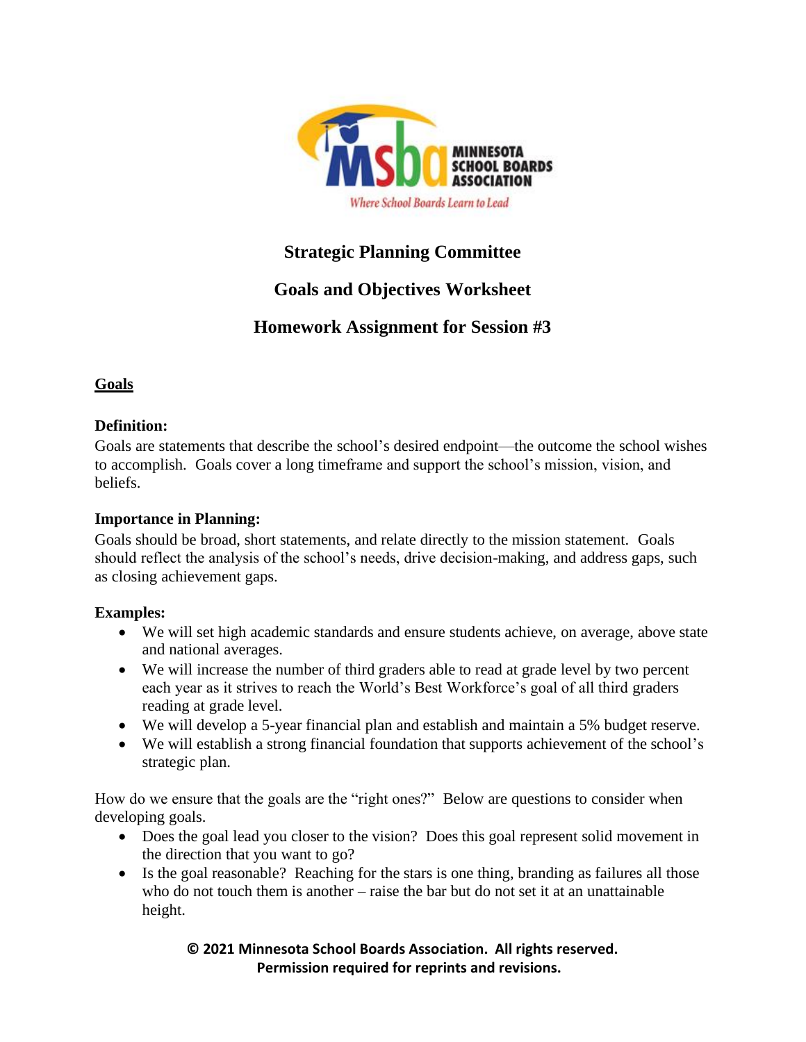# Strategic Planning Committee

## Goals and Objectives Worksheet

## Homework Assignment for Session #3

### Goals

**Definition:**
Goals are statements that describe the school's desired endpoint—the outcome the school wishes to accomplish. Goals cover a long timeframe and support the school's mission, vision, and beliefs.

**Importance in Planning:**
Goals should be broad, short statements, and relate directly to the mission statement. Goals should reflect the analysis of the school's needs, drive decision-making, and address gaps, such as closing achievement gaps.

**Examples:**

- We will set high academic standards and ensure students achieve, on average, above state and national averages.
- We will increase the number of third graders able to read at grade level by two percent each year as it strives to reach the World's Best Workforce's goal of all third graders reading at grade level.
- We will develop a 5-year financial plan and establish and maintain a 5% budget reserve.
- We will establish a strong financial foundation that supports achievement of the school's strategic plan.

How do we ensure that the goals are the "right ones?" Below are questions to consider when developing goals.

- Does the goal lead you closer to the vision? Does this goal represent solid movement in the direction that you want to go?
- Is the goal reasonable? Reaching for the stars is one thing, branding as failures all those who do not touch them is another – raise the bar but do not set it at an unattainable height.

**© 2021 Minnesota School Boards Association. All rights reserved.**
**Permission required for reprints and revisions.**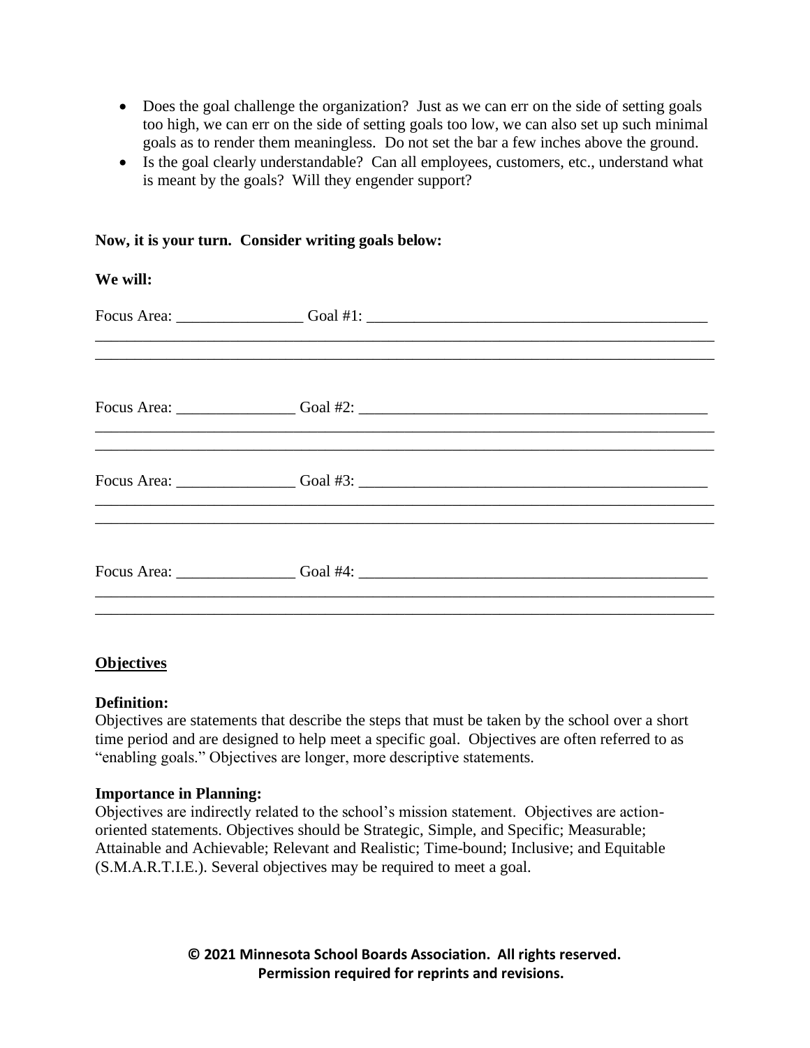- Does the goal challenge the organization? Just as we can err on the side of setting goals too high, we can err on the side of setting goals too low, we can also set up such minimal goals as to render them meaningless. Do not set the bar a few inches above the ground.
- Is the goal clearly understandable? Can all employees, customers, etc., understand what is meant by the goals? Will they engender support?

**Now, it is your turn. Consider writing goals below:**

**We will:**

Focus Area: ________________ Goal #1: _____________________________________________
_______________________________________________________________________________
_______________________________________________________________________________

Focus Area: _______________ Goal #2: ______________________________________________
_______________________________________________________________________________
_______________________________________________________________________________

Focus Area: _______________ Goal #3: ______________________________________________
_______________________________________________________________________________
_______________________________________________________________________________

Focus Area: _______________ Goal #4: ______________________________________________
_______________________________________________________________________________
_______________________________________________________________________________

## Objectives

**Definition:**
Objectives are statements that describe the steps that must be taken by the school over a short time period and are designed to help meet a specific goal. Objectives are often referred to as "enabling goals." Objectives are longer, more descriptive statements.

**Importance in Planning:**
Objectives are indirectly related to the school's mission statement. Objectives are action-oriented statements. Objectives should be Strategic, Simple, and Specific; Measurable; Attainable and Achievable; Relevant and Realistic; Time-bound; Inclusive; and Equitable (S.M.A.R.T.I.E.). Several objectives may be required to meet a goal.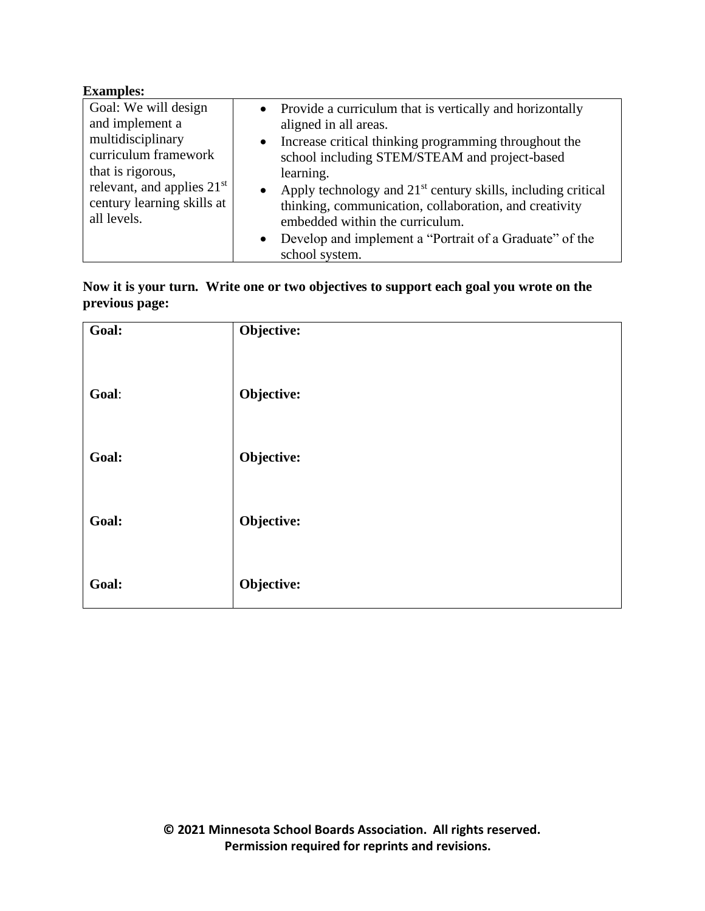**Examples:**

| | |
|---|---|
| Goal: We will design and implement a multidisciplinary curriculum framework that is rigorous, relevant, and applies 21st century learning skills at all levels. | • Provide a curriculum that is vertically and horizontally aligned in all areas.<br>• Increase critical thinking programming throughout the school including STEM/STEAM and project-based learning.<br>• Apply technology and 21st century skills, including critical thinking, communication, collaboration, and creativity embedded within the curriculum.<br>• Develop and implement a "Portrait of a Graduate" of the school system. |

**Now it is your turn. Write one or two objectives to support each goal you wrote on the previous page:**

| | |
|---|---|
| **Goal:** | **Objective:** |
| **Goal**: | **Objective:** |
| **Goal:** | **Objective:** |
| **Goal:** | **Objective:** |
| **Goal:** | **Objective:** |

**© 2021 Minnesota School Boards Association. All rights reserved.**
**Permission required for reprints and revisions.**